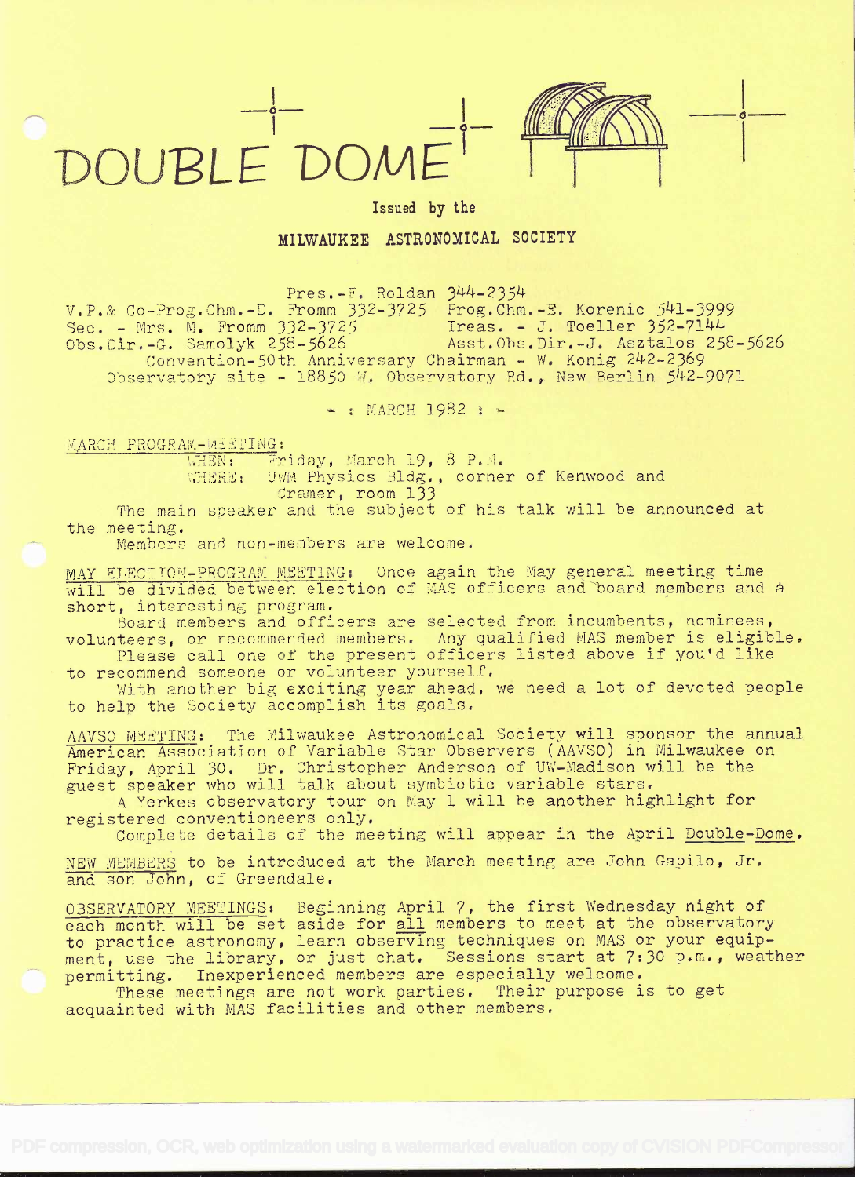# DOUBLE DOME

Issued by the

## MILWAUKEE ASTRONOMICAL SOCIETY

Pres.-F. Roldan 344-2354
V.P.& Co-Prog.Chm.-D. Fromm 332-3725 Prog.Chm.-E. Korenic 541-3999
Sec. - Mrs. M. Fromm 332-3725 Treas. - J. Toeller 352-7144
Obs.Dir.-G. Samolyk 258-5626 Asst.Obs.Dir.-J. Asztalos 258-5626
Convention-50th Anniversary Chairman - W. Konig 242-2369
Observatory site - 18850 W. Observatory Rd., New Berlin 542-9071

- : MARCH 1982 : -

MARCH PROGRAM-MEETING:
WHEN: Friday, March 19, 8 P.M.
WHERE: UWM Physics Bldg., corner of Kenwood and Cramer, room 133

The main speaker and the subject of his talk will be announced at the meeting.

Members and non-members are welcome.

MAY ELECTION-PROGRAM MEETING: Once again the May general meeting time will be divided between election of MAS officers and board members and a short, interesting program.

Board members and officers are selected from incumbents, nominees, volunteers, or recommended members. Any qualified MAS member is eligible.

Please call one of the present officers listed above if you'd like to recommend someone or volunteer yourself.

With another big exciting year ahead, we need a lot of devoted people to help the Society accomplish its goals.

AAVSO MEETING: The Milwaukee Astronomical Society will sponsor the annual American Association of Variable Star Observers (AAVSO) in Milwaukee on Friday, April 30. Dr. Christopher Anderson of UW-Madison will be the guest speaker who will talk about symbiotic variable stars.

A Yerkes observatory tour on May 1 will be another highlight for registered conventioneers only.

Complete details of the meeting will appear in the April Double-Dome.

NEW MEMBERS to be introduced at the March meeting are John Gapilo, Jr. and son John, of Greendale.

OBSERVATORY MEETINGS: Beginning April 7, the first Wednesday night of each month will be set aside for all members to meet at the observatory to practice astronomy, learn observing techniques on MAS or your equipment, use the library, or just chat. Sessions start at 7:30 p.m., weather permitting. Inexperienced members are especially welcome.

These meetings are not work parties. Their purpose is to get acquainted with MAS facilities and other members.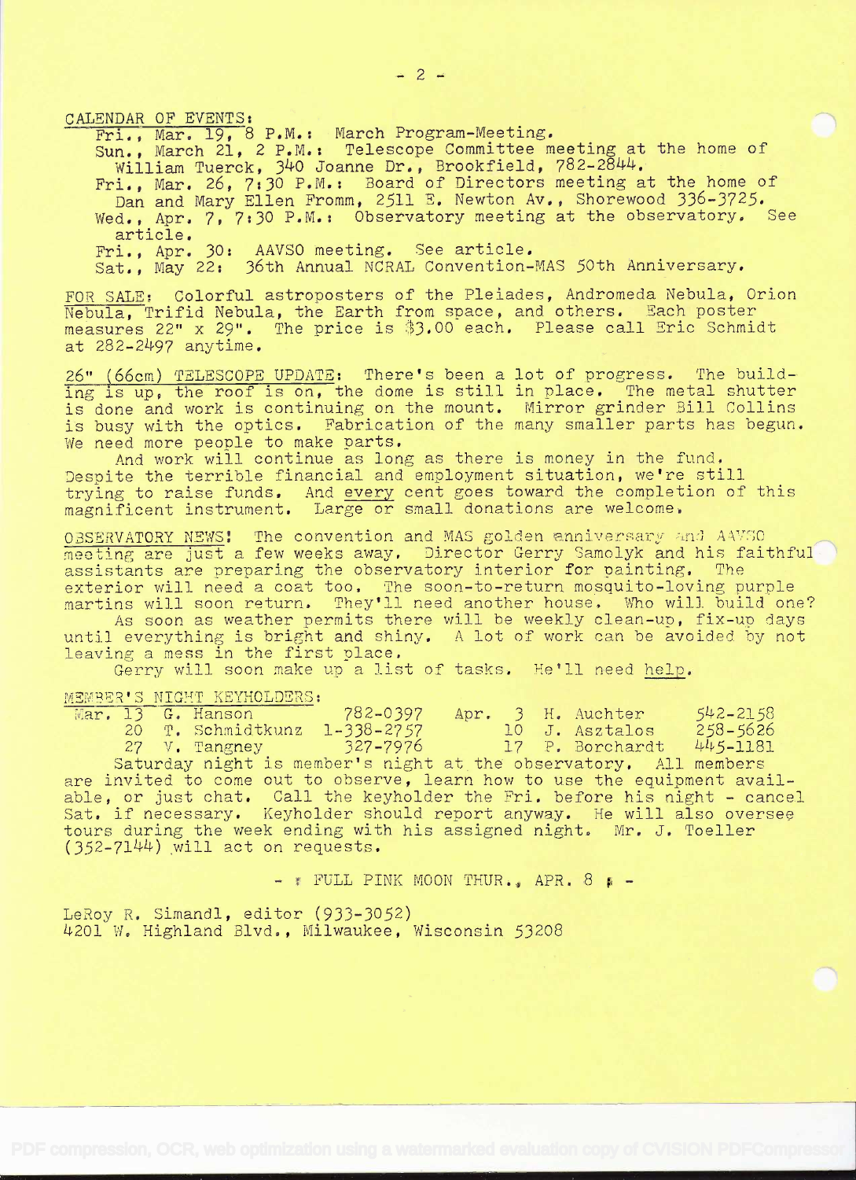CALENDAR OF EVENTS:

Fri., Mar. 19, 8 P.M.: March Program-Meeting.

Sun., March 21, 2 P.M.: Telescope Committee meeting at the home of William Tuerck, 340 Joanne Dr., Brookfield, 782-2844.

Fri., Mar. 26, 7:30 P.M.: Board of Directors meeting at the home of Dan and Mary Ellen Fromm, 2511 E. Newton Av., Shorewood 336-3725.

Wed., Apr. 7, 7:30 P.M.: Observatory meeting at the observatory. See article.

Fri., Apr. 30: AAVSO meeting. See article.

Sat., May 22: 36th Annual NCRAL Convention-MAS 50th Anniversary.

FOR SALE: Colorful astroposters of the Pleiades, Andromeda Nebula, Orion Nebula, Trifid Nebula, the Earth from space, and others. Each poster measures 22" x 29". The price is $3.00 each. Please call Eric Schmidt at 282-2497 anytime.

26" (66cm) TELESCOPE UPDATE: There's been a lot of progress. The building is up, the roof is on, the dome is still in place. The metal shutter is done and work is continuing on the mount. Mirror grinder Bill Collins is busy with the optics. Fabrication of the many smaller parts has begun. We need more people to make parts.

And work will continue as long as there is money in the fund. Despite the terrible financial and employment situation, we're still trying to raise funds. And every cent goes toward the completion of this magnificent instrument. Large or small donations are welcome.

OBSERVATORY NEWS! The convention and MAS golden anniversary and AAVSO meeting are just a few weeks away. Director Gerry Samolyk and his faithful assistants are preparing the observatory interior for painting. The exterior will need a coat too. The soon-to-return mosquito-loving purple martins will soon return. They'll need another house. Who will build one?

As soon as weather permits there will be weekly clean-up, fix-up days until everything is bright and shiny. A lot of work can be avoided by not leaving a mess in the first place.

Gerry will soon make up a list of tasks. He'll need help.

MEMBER'S NIGHT KEYHOLDERS:

| | | | | | | |
|---|---|---|---|---|---|---|
| Mar. 13 | G. Hanson | 782-0397 | Apr. | 3 | H. Auchter | 542-2158 |
| 20 | T. Schmidtkunz | 1-338-2757 | | 10 | J. Asztalos | 258-5626 |
| 27 | V. Tangney | 327-7976 | | 17 | P. Borchardt | 445-1181 |

Saturday night is member's night at the observatory. All members are invited to come out to observe, learn how to use the equipment available, or just chat. Call the keyholder the Fri. before his night - cancel Sat. if necessary. Keyholder should report anyway. He will also oversee tours during the week ending with his assigned night. Mr. J. Toeller (352-7144) will act on requests.

- FULL PINK MOON THUR., APR. 8 -

LeRoy R. Simandl, editor (933-3052)
4201 W. Highland Blvd., Milwaukee, Wisconsin 53208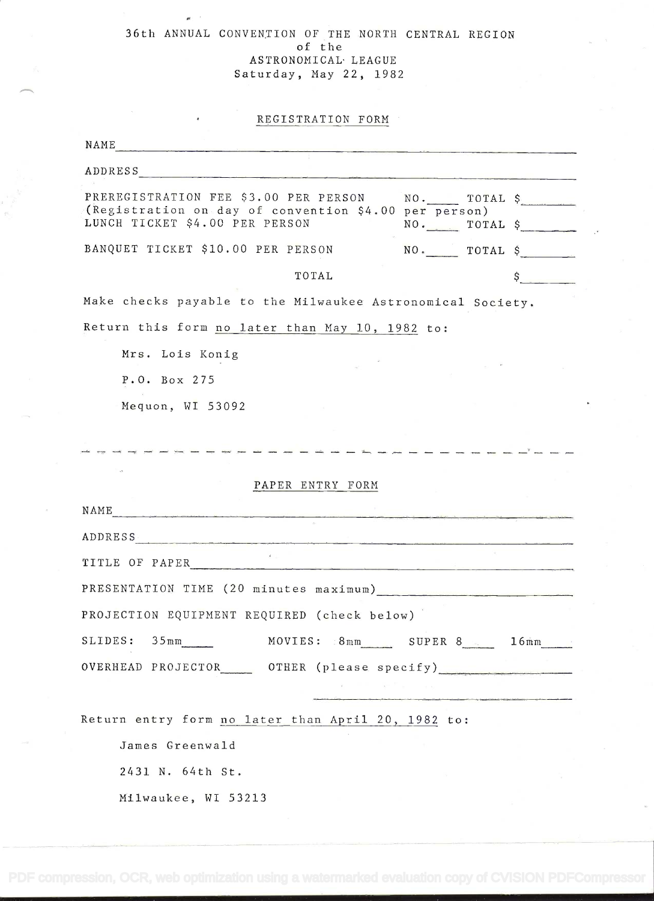36th ANNUAL CONVENTION OF THE NORTH CENTRAL REGION
of the
ASTRONOMICAL LEAGUE
Saturday, May 22, 1982

## REGISTRATION FORM

NAME \_\_\_\_\_\_\_\_\_\_\_\_\_\_\_\_\_\_\_\_\_\_\_\_\_\_\_\_\_\_\_\_\_\_\_\_\_\_\_\_

ADDRESS \_\_\_\_\_\_\_\_\_\_\_\_\_\_\_\_\_\_\_\_\_\_\_\_\_\_\_\_\_\_\_\_\_\_\_\_\_\_\_\_

PREREGISTRATION FEE $3.00 PER PERSON NO.\_\_\_\_ TOTAL $\_\_\_\_\_\_
(Registration on day of convention $4.00 per person)
LUNCH TICKET $4.00 PER PERSON NO.\_\_\_\_ TOTAL $\_\_\_\_\_\_

BANQUET TICKET $10.00 PER PERSON NO.\_\_\_\_ TOTAL $\_\_\_\_\_\_

TOTAL $\_\_\_\_\_\_

Make checks payable to the Milwaukee Astronomical Society.

Return this form no later than May 10, 1982 to:

Mrs. Lois Konig
P.O. Box 275
Mequon, WI 53092

---

## PAPER ENTRY FORM

NAME \_\_\_\_\_\_\_\_\_\_\_\_\_\_\_\_\_\_\_\_\_\_\_\_\_\_\_\_\_\_\_\_\_\_\_\_\_\_\_\_

ADDRESS \_\_\_\_\_\_\_\_\_\_\_\_\_\_\_\_\_\_\_\_\_\_\_\_\_\_\_\_\_\_\_\_\_\_\_\_\_\_\_\_

TITLE OF PAPER \_\_\_\_\_\_\_\_\_\_\_\_\_\_\_\_\_\_\_\_\_\_\_\_\_\_\_\_\_\_\_\_\_\_\_\_\_\_\_\_

PRESENTATION TIME (20 minutes maximum) \_\_\_\_\_\_\_\_\_\_\_\_\_\_\_\_\_\_\_\_

PROJECTION EQUIPMENT REQUIRED (check below)

SLIDES: 35mm\_\_\_\_ MOVIES: 8mm\_\_\_\_ SUPER 8\_\_\_\_ 16mm\_\_\_\_

OVERHEAD PROJECTOR\_\_\_\_ OTHER (please specify)\_\_\_\_\_\_\_\_\_\_\_\_\_\_\_\_

Return entry form no later than April 20, 1982 to:

James Greenwald
2431 N. 64th St.
Milwaukee, WI 53213